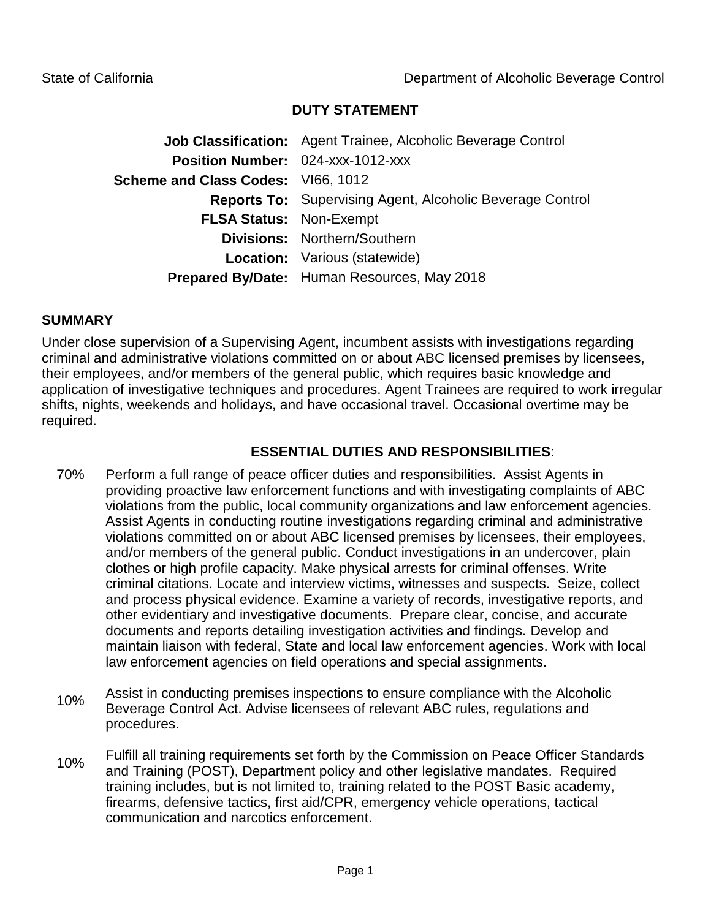State of California | Department of Alcoholic Beverage Control

## DUTY STATEMENT

**Job Classification:** Agent Trainee, Alcoholic Beverage Control
**Position Number:** 024-xxx-1012-xxx
**Scheme and Class Codes:** VI66, 1012
**Reports To:** Supervising Agent, Alcoholic Beverage Control
**FLSA Status:** Non-Exempt
**Divisions:** Northern/Southern
**Location:** Various (statewide)
**Prepared By/Date:** Human Resources, May 2018

## SUMMARY

Under close supervision of a Supervising Agent, incumbent assists with investigations regarding criminal and administrative violations committed on or about ABC licensed premises by licensees, their employees, and/or members of the general public, which requires basic knowledge and application of investigative techniques and procedures. Agent Trainees are required to work irregular shifts, nights, weekends and holidays, and have occasional travel. Occasional overtime may be required.

## ESSENTIAL DUTIES AND RESPONSIBILITIES:

70% Perform a full range of peace officer duties and responsibilities. Assist Agents in providing proactive law enforcement functions and with investigating complaints of ABC violations from the public, local community organizations and law enforcement agencies. Assist Agents in conducting routine investigations regarding criminal and administrative violations committed on or about ABC licensed premises by licensees, their employees, and/or members of the general public. Conduct investigations in an undercover, plain clothes or high profile capacity. Make physical arrests for criminal offenses. Write criminal citations. Locate and interview victims, witnesses and suspects. Seize, collect and process physical evidence. Examine a variety of records, investigative reports, and other evidentiary and investigative documents. Prepare clear, concise, and accurate documents and reports detailing investigation activities and findings. Develop and maintain liaison with federal, State and local law enforcement agencies. Work with local law enforcement agencies on field operations and special assignments.

10% Assist in conducting premises inspections to ensure compliance with the Alcoholic Beverage Control Act. Advise licensees of relevant ABC rules, regulations and procedures.

10% Fulfill all training requirements set forth by the Commission on Peace Officer Standards and Training (POST), Department policy and other legislative mandates. Required training includes, but is not limited to, training related to the POST Basic academy, firearms, defensive tactics, first aid/CPR, emergency vehicle operations, tactical communication and narcotics enforcement.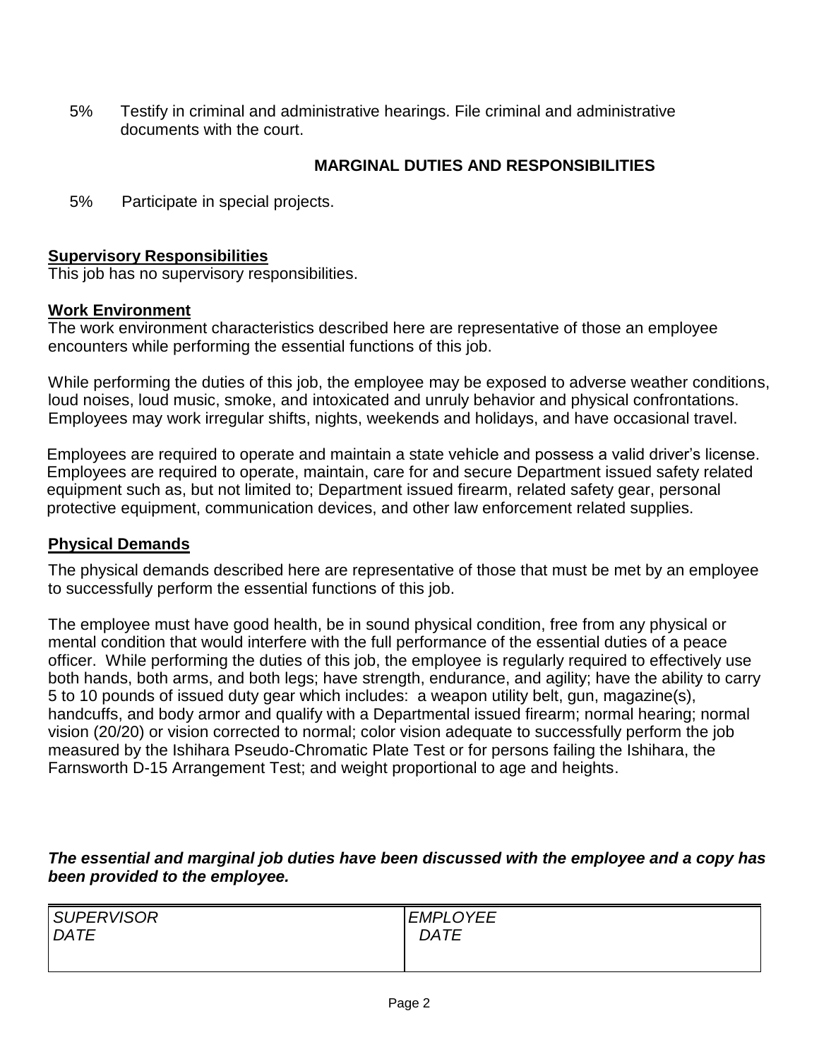5% Testify in criminal and administrative hearings. File criminal and administrative documents with the court.

## MARGINAL DUTIES AND RESPONSIBILITIES

5% Participate in special projects.

**Supervisory Responsibilities**
This job has no supervisory responsibilities.

**Work Environment**
The work environment characteristics described here are representative of those an employee encounters while performing the essential functions of this job.

While performing the duties of this job, the employee may be exposed to adverse weather conditions, loud noises, loud music, smoke, and intoxicated and unruly behavior and physical confrontations. Employees may work irregular shifts, nights, weekends and holidays, and have occasional travel.

Employees are required to operate and maintain a state vehicle and possess a valid driver's license. Employees are required to operate, maintain, care for and secure Department issued safety related equipment such as, but not limited to; Department issued firearm, related safety gear, personal protective equipment, communication devices, and other law enforcement related supplies.

**Physical Demands**

The physical demands described here are representative of those that must be met by an employee to successfully perform the essential functions of this job.

The employee must have good health, be in sound physical condition, free from any physical or mental condition that would interfere with the full performance of the essential duties of a peace officer. While performing the duties of this job, the employee is regularly required to effectively use both hands, both arms, and both legs; have strength, endurance, and agility; have the ability to carry 5 to 10 pounds of issued duty gear which includes: a weapon utility belt, gun, magazine(s), handcuffs, and body armor and qualify with a Departmental issued firearm; normal hearing; normal vision (20/20) or vision corrected to normal; color vision adequate to successfully perform the job measured by the Ishihara Pseudo-Chromatic Plate Test or for persons failing the Ishihara, the Farnsworth D-15 Arrangement Test; and weight proportional to age and heights.

***The essential and marginal job duties have been discussed with the employee and a copy has been provided to the employee.***

| *SUPERVISOR* <br> *DATE* | *EMPLOYEE* <br> *DATE* |
| --- | --- |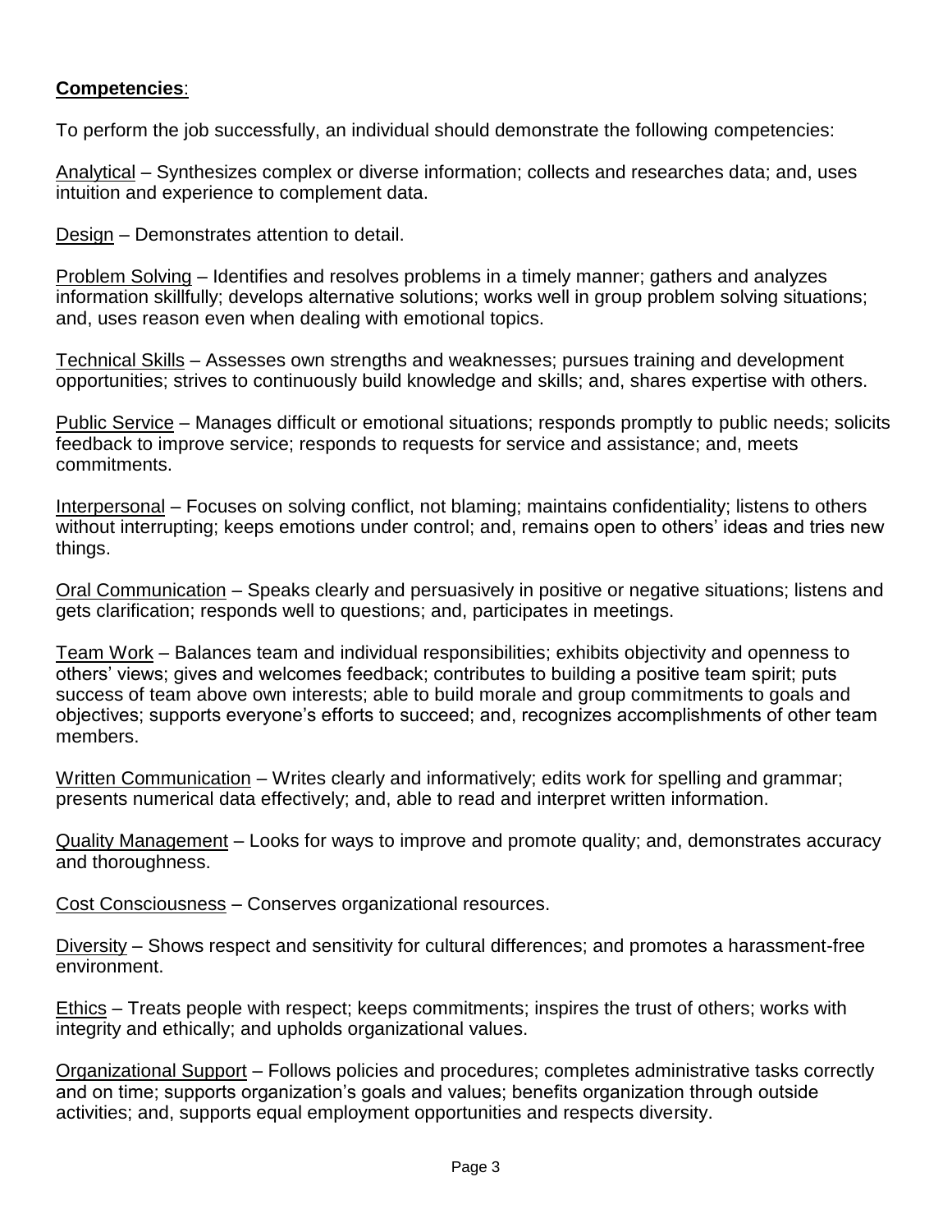**Competencies**:

To perform the job successfully, an individual should demonstrate the following competencies:

<u>Analytical</u> – Synthesizes complex or diverse information; collects and researches data; and, uses intuition and experience to complement data.

<u>Design</u> – Demonstrates attention to detail.

<u>Problem Solving</u> – Identifies and resolves problems in a timely manner; gathers and analyzes information skillfully; develops alternative solutions; works well in group problem solving situations; and, uses reason even when dealing with emotional topics.

<u>Technical Skills</u> – Assesses own strengths and weaknesses; pursues training and development opportunities; strives to continuously build knowledge and skills; and, shares expertise with others.

<u>Public Service</u> – Manages difficult or emotional situations; responds promptly to public needs; solicits feedback to improve service; responds to requests for service and assistance; and, meets commitments.

<u>Interpersonal</u> – Focuses on solving conflict, not blaming; maintains confidentiality; listens to others without interrupting; keeps emotions under control; and, remains open to others' ideas and tries new things.

<u>Oral Communication</u> – Speaks clearly and persuasively in positive or negative situations; listens and gets clarification; responds well to questions; and, participates in meetings.

<u>Team Work</u> – Balances team and individual responsibilities; exhibits objectivity and openness to others' views; gives and welcomes feedback; contributes to building a positive team spirit; puts success of team above own interests; able to build morale and group commitments to goals and objectives; supports everyone's efforts to succeed; and, recognizes accomplishments of other team members.

<u>Written Communication</u> – Writes clearly and informatively; edits work for spelling and grammar; presents numerical data effectively; and, able to read and interpret written information.

<u>Quality Management</u> – Looks for ways to improve and promote quality; and, demonstrates accuracy and thoroughness.

<u>Cost Consciousness</u> – Conserves organizational resources.

<u>Diversity</u> – Shows respect and sensitivity for cultural differences; and promotes a harassment-free environment.

<u>Ethics</u> – Treats people with respect; keeps commitments; inspires the trust of others; works with integrity and ethically; and upholds organizational values.

<u>Organizational Support</u> – Follows policies and procedures; completes administrative tasks correctly and on time; supports organization's goals and values; benefits organization through outside activities; and, supports equal employment opportunities and respects diversity.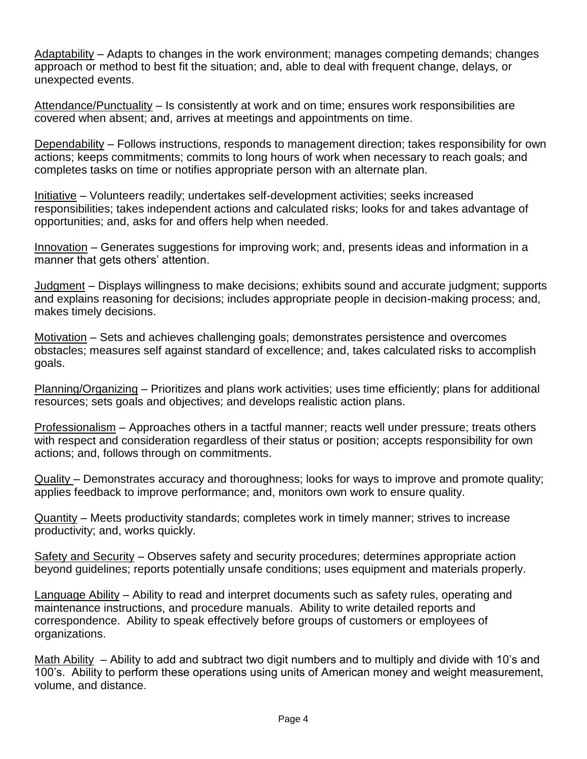<u>Adaptability</u> – Adapts to changes in the work environment; manages competing demands; changes approach or method to best fit the situation; and, able to deal with frequent change, delays, or unexpected events.

<u>Attendance/Punctuality</u> – Is consistently at work and on time; ensures work responsibilities are covered when absent; and, arrives at meetings and appointments on time.

<u>Dependability</u> – Follows instructions, responds to management direction; takes responsibility for own actions; keeps commitments; commits to long hours of work when necessary to reach goals; and completes tasks on time or notifies appropriate person with an alternate plan.

<u>Initiative</u> – Volunteers readily; undertakes self-development activities; seeks increased responsibilities; takes independent actions and calculated risks; looks for and takes advantage of opportunities; and, asks for and offers help when needed.

<u>Innovation</u> – Generates suggestions for improving work; and, presents ideas and information in a manner that gets others' attention.

<u>Judgment</u> – Displays willingness to make decisions; exhibits sound and accurate judgment; supports and explains reasoning for decisions; includes appropriate people in decision-making process; and, makes timely decisions.

<u>Motivation</u> – Sets and achieves challenging goals; demonstrates persistence and overcomes obstacles; measures self against standard of excellence; and, takes calculated risks to accomplish goals.

<u>Planning/Organizing</u> – Prioritizes and plans work activities; uses time efficiently; plans for additional resources; sets goals and objectives; and develops realistic action plans.

<u>Professionalism</u> – Approaches others in a tactful manner; reacts well under pressure; treats others with respect and consideration regardless of their status or position; accepts responsibility for own actions; and, follows through on commitments.

<u>Quality</u> – Demonstrates accuracy and thoroughness; looks for ways to improve and promote quality; applies feedback to improve performance; and, monitors own work to ensure quality.

<u>Quantity</u> – Meets productivity standards; completes work in timely manner; strives to increase productivity; and, works quickly.

<u>Safety and Security</u> – Observes safety and security procedures; determines appropriate action beyond guidelines; reports potentially unsafe conditions; uses equipment and materials properly.

<u>Language Ability</u> – Ability to read and interpret documents such as safety rules, operating and maintenance instructions, and procedure manuals. Ability to write detailed reports and correspondence. Ability to speak effectively before groups of customers or employees of organizations.

<u>Math Ability</u> – Ability to add and subtract two digit numbers and to multiply and divide with 10's and 100's. Ability to perform these operations using units of American money and weight measurement, volume, and distance.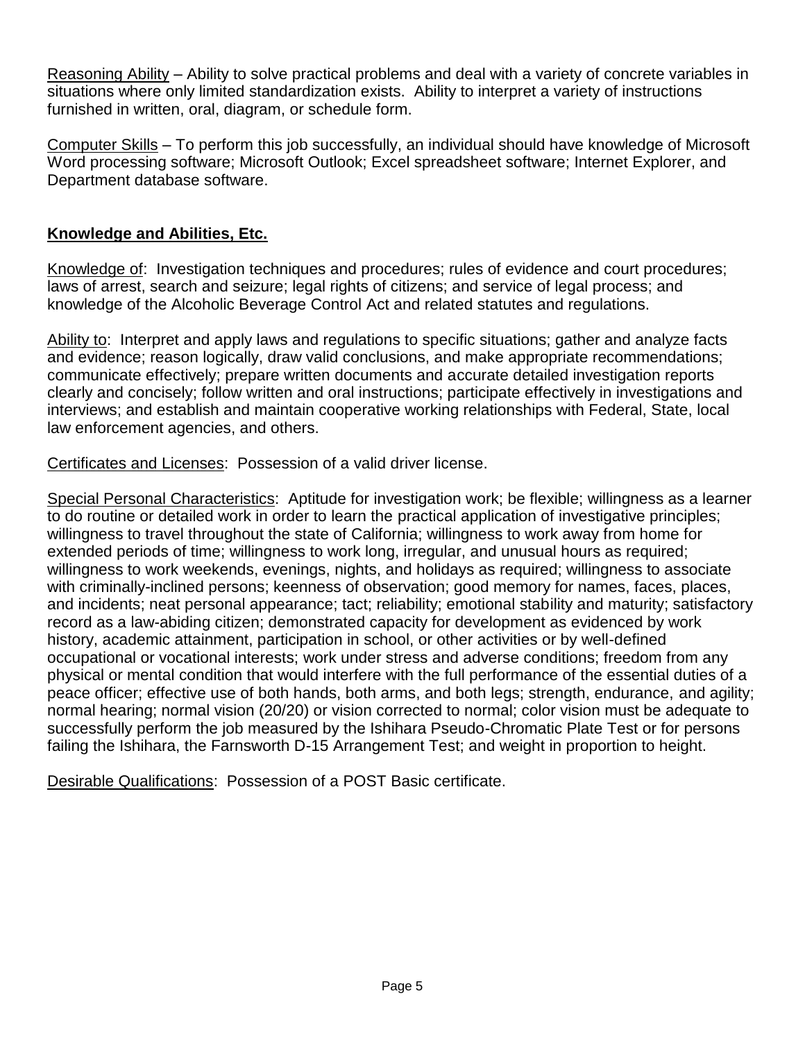Reasoning Ability – Ability to solve practical problems and deal with a variety of concrete variables in situations where only limited standardization exists. Ability to interpret a variety of instructions furnished in written, oral, diagram, or schedule form.

Computer Skills – To perform this job successfully, an individual should have knowledge of Microsoft Word processing software; Microsoft Outlook; Excel spreadsheet software; Internet Explorer, and Department database software.

## Knowledge and Abilities, Etc.

Knowledge of: Investigation techniques and procedures; rules of evidence and court procedures; laws of arrest, search and seizure; legal rights of citizens; and service of legal process; and knowledge of the Alcoholic Beverage Control Act and related statutes and regulations.

Ability to: Interpret and apply laws and regulations to specific situations; gather and analyze facts and evidence; reason logically, draw valid conclusions, and make appropriate recommendations; communicate effectively; prepare written documents and accurate detailed investigation reports clearly and concisely; follow written and oral instructions; participate effectively in investigations and interviews; and establish and maintain cooperative working relationships with Federal, State, local law enforcement agencies, and others.

Certificates and Licenses: Possession of a valid driver license.

Special Personal Characteristics: Aptitude for investigation work; be flexible; willingness as a learner to do routine or detailed work in order to learn the practical application of investigative principles; willingness to travel throughout the state of California; willingness to work away from home for extended periods of time; willingness to work long, irregular, and unusual hours as required; willingness to work weekends, evenings, nights, and holidays as required; willingness to associate with criminally-inclined persons; keenness of observation; good memory for names, faces, places, and incidents; neat personal appearance; tact; reliability; emotional stability and maturity; satisfactory record as a law-abiding citizen; demonstrated capacity for development as evidenced by work history, academic attainment, participation in school, or other activities or by well-defined occupational or vocational interests; work under stress and adverse conditions; freedom from any physical or mental condition that would interfere with the full performance of the essential duties of a peace officer; effective use of both hands, both arms, and both legs; strength, endurance, and agility; normal hearing; normal vision (20/20) or vision corrected to normal; color vision must be adequate to successfully perform the job measured by the Ishihara Pseudo-Chromatic Plate Test or for persons failing the Ishihara, the Farnsworth D-15 Arrangement Test; and weight in proportion to height.

Desirable Qualifications: Possession of a POST Basic certificate.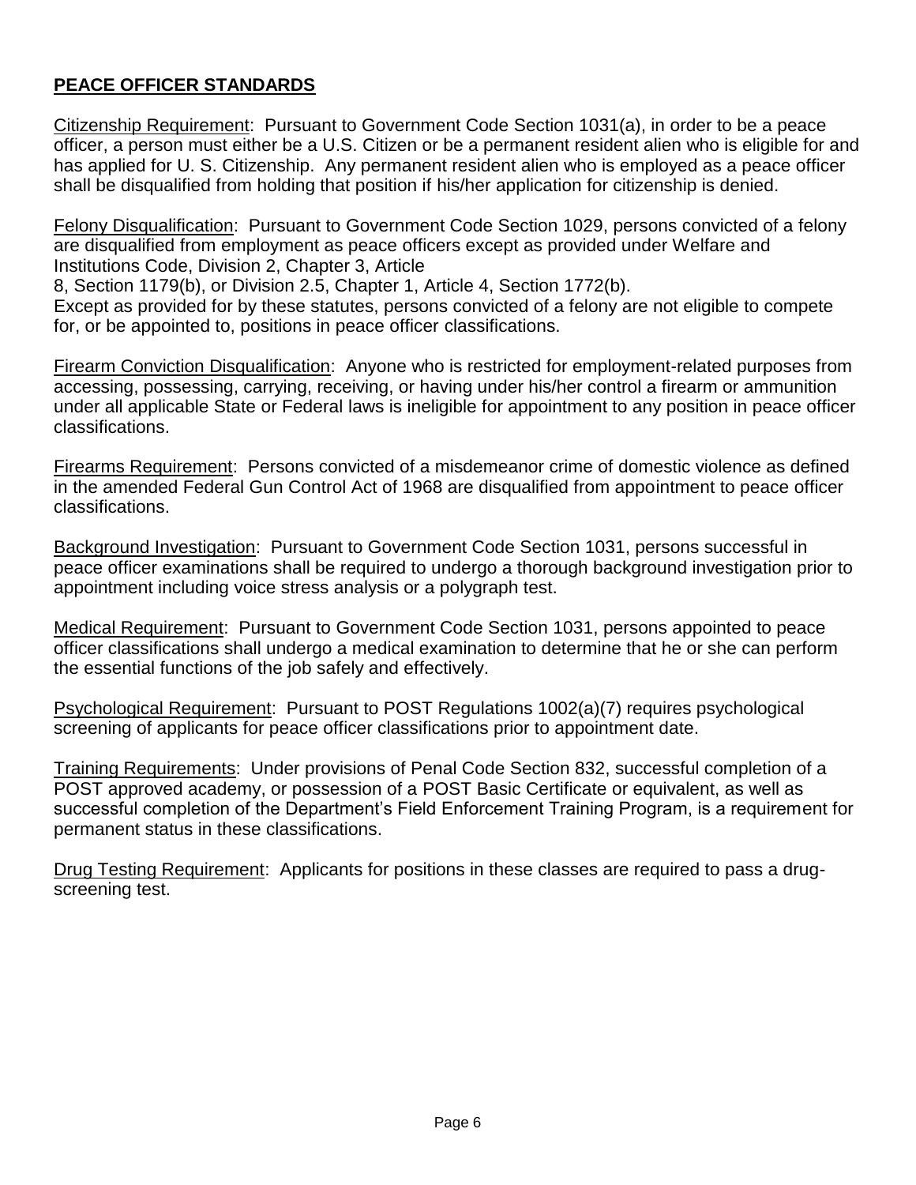## PEACE OFFICER STANDARDS

Citizenship Requirement: Pursuant to Government Code Section 1031(a), in order to be a peace officer, a person must either be a U.S. Citizen or be a permanent resident alien who is eligible for and has applied for U. S. Citizenship. Any permanent resident alien who is employed as a peace officer shall be disqualified from holding that position if his/her application for citizenship is denied.

Felony Disqualification: Pursuant to Government Code Section 1029, persons convicted of a felony are disqualified from employment as peace officers except as provided under Welfare and Institutions Code, Division 2, Chapter 3, Article 8, Section 1179(b), or Division 2.5, Chapter 1, Article 4, Section 1772(b).
Except as provided for by these statutes, persons convicted of a felony are not eligible to compete for, or be appointed to, positions in peace officer classifications.

Firearm Conviction Disqualification: Anyone who is restricted for employment-related purposes from accessing, possessing, carrying, receiving, or having under his/her control a firearm or ammunition under all applicable State or Federal laws is ineligible for appointment to any position in peace officer classifications.

Firearms Requirement: Persons convicted of a misdemeanor crime of domestic violence as defined in the amended Federal Gun Control Act of 1968 are disqualified from appointment to peace officer classifications.

Background Investigation: Pursuant to Government Code Section 1031, persons successful in peace officer examinations shall be required to undergo a thorough background investigation prior to appointment including voice stress analysis or a polygraph test.

Medical Requirement: Pursuant to Government Code Section 1031, persons appointed to peace officer classifications shall undergo a medical examination to determine that he or she can perform the essential functions of the job safely and effectively.

Psychological Requirement: Pursuant to POST Regulations 1002(a)(7) requires psychological screening of applicants for peace officer classifications prior to appointment date.

Training Requirements: Under provisions of Penal Code Section 832, successful completion of a POST approved academy, or possession of a POST Basic Certificate or equivalent, as well as successful completion of the Department's Field Enforcement Training Program, is a requirement for permanent status in these classifications.

Drug Testing Requirement: Applicants for positions in these classes are required to pass a drug-screening test.